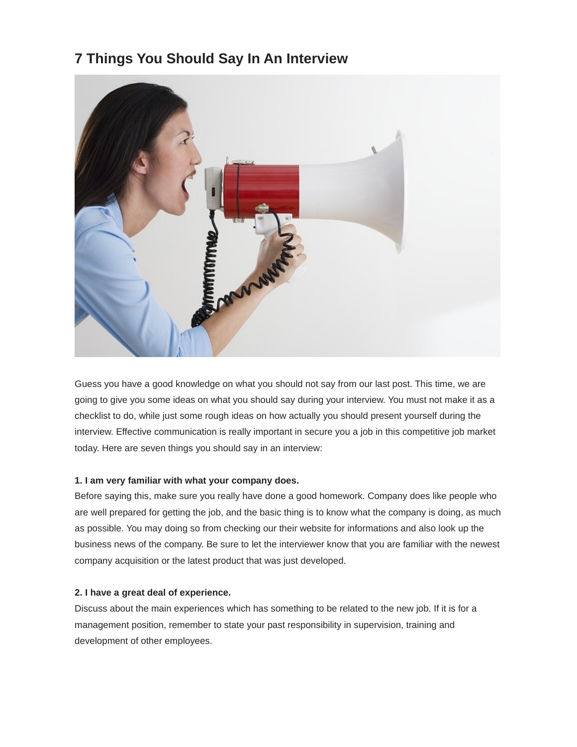# 7 Things You Should Say In An Interview

Guess you have a good knowledge on what you should not say from our last post. This time, we are going to give you some ideas on what you should say during your interview. You must not make it as a checklist to do, while just some rough ideas on how actually you should present yourself during the interview. Effective communication is really important in secure you a job in this competitive job market today. Here are seven things you should say in an interview:

**1. I am very familiar with what your company does.**

Before saying this, make sure you really have done a good homework. Company does like people who are well prepared for getting the job, and the basic thing is to know what the company is doing, as much as possible. You may doing so from checking our their website for informations and also look up the business news of the company. Be sure to let the interviewer know that you are familiar with the newest company acquisition or the latest product that was just developed.

**2. I have a great deal of experience.**

Discuss about the main experiences which has something to be related to the new job. If it is for a management position, remember to state your past responsibility in supervision, training and development of other employees.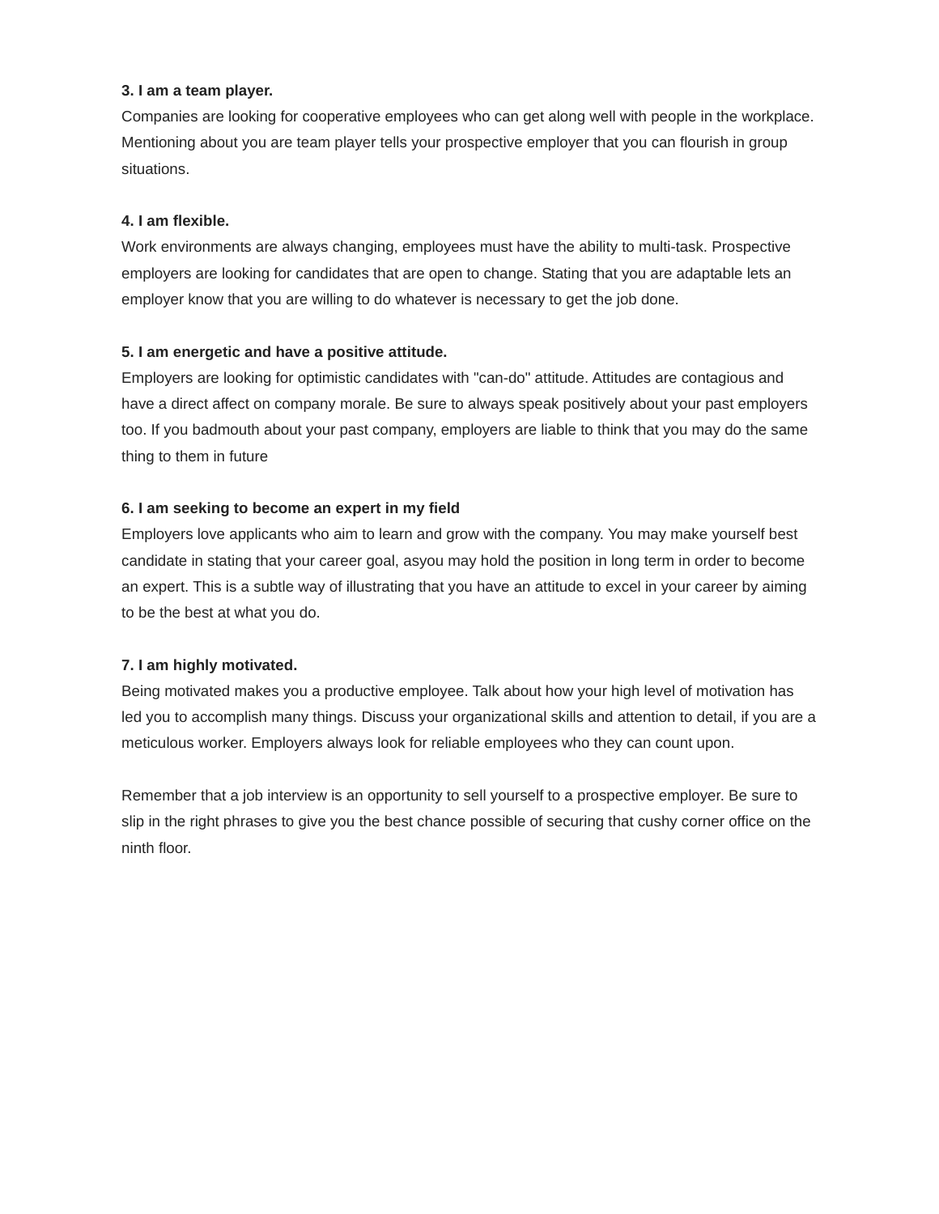**3. I am a team player.**

Companies are looking for cooperative employees who can get along well with people in the workplace. Mentioning about you are team player tells your prospective employer that you can flourish in group situations.

**4. I am flexible.**

Work environments are always changing, employees must have the ability to multi-task. Prospective employers are looking for candidates that are open to change. Stating that you are adaptable lets an employer know that you are willing to do whatever is necessary to get the job done.

**5. I am energetic and have a positive attitude.**

Employers are looking for optimistic candidates with "can-do" attitude. Attitudes are contagious and have a direct affect on company morale. Be sure to always speak positively about your past employers too. If you badmouth about your past company, employers are liable to think that you may do the same thing to them in future

**6. I am seeking to become an expert in my field**

Employers love applicants who aim to learn and grow with the company. You may make yourself best candidate in stating that your career goal, asyou may hold the position in long term in order to become an expert. This is a subtle way of illustrating that you have an attitude to excel in your career by aiming to be the best at what you do.

**7. I am highly motivated.**

Being motivated makes you a productive employee. Talk about how your high level of motivation has led you to accomplish many things. Discuss your organizational skills and attention to detail, if you are a meticulous worker. Employers always look for reliable employees who they can count upon.

Remember that a job interview is an opportunity to sell yourself to a prospective employer. Be sure to slip in the right phrases to give you the best chance possible of securing that cushy corner office on the ninth floor.